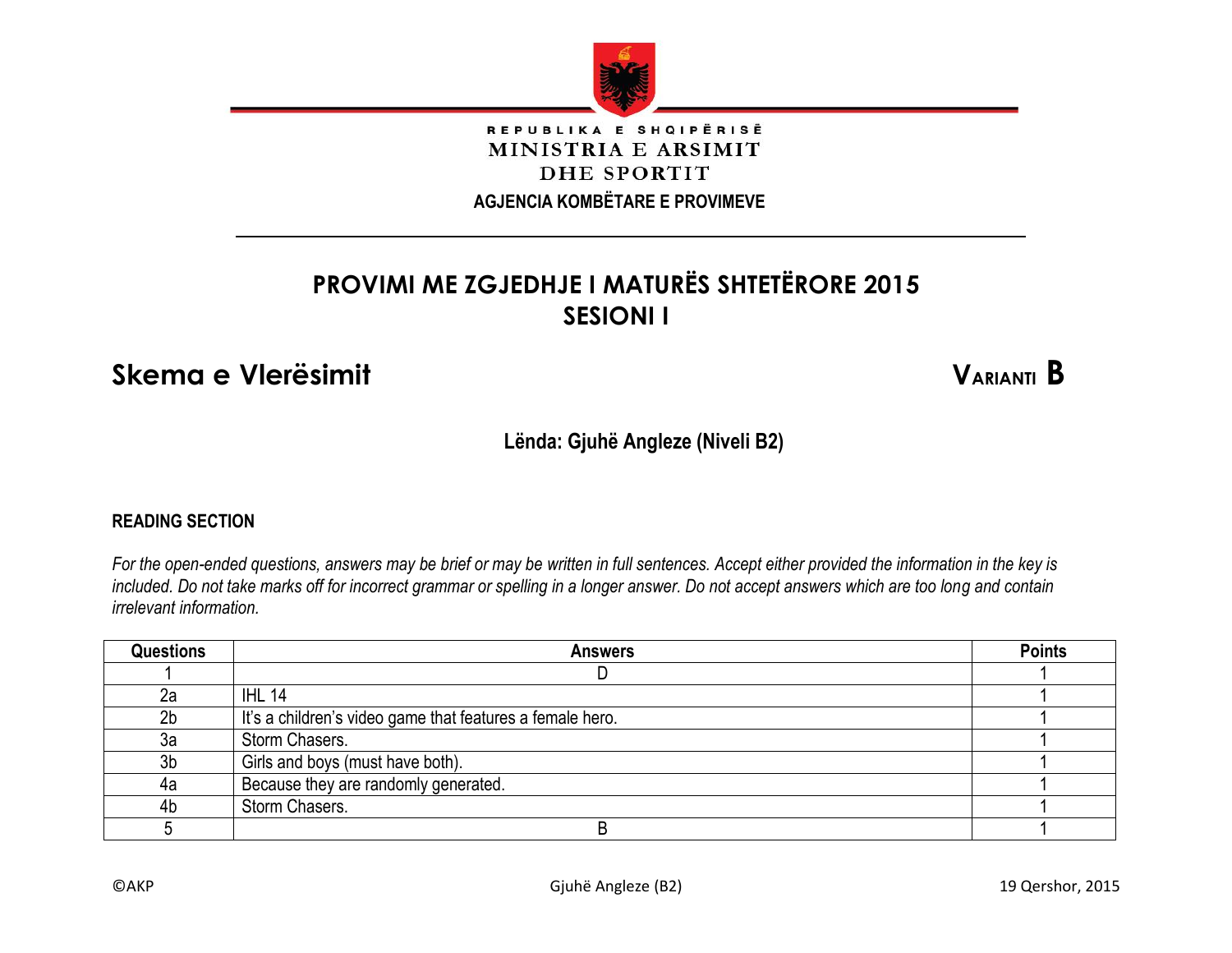REPUBLIKA E SHQIPËRISË
MINISTRIA E ARSIMIT
DHE SPORTIT
AGJENCIA KOMBËTARE E PROVIMEVE

# PROVIMI ME ZGJEDHJE I MATURËS SHTETËRORE 2015
# SESIONI I

## Skema e Vlerësimit

**VARIANTI B**

**Lënda: Gjuhë Angleze (Niveli B2)**

**READING SECTION**

*For the open-ended questions, answers may be brief or may be written in full sentences. Accept either provided the information in the key is included. Do not take marks off for incorrect grammar or spelling in a longer answer. Do not accept answers which are too long and contain irrelevant information.*

| Questions | Answers | Points |
|---|---|---|
| 1 | D | 1 |
| 2a | IHL 14 | 1 |
| 2b | It's a children's video game that features a female hero. | 1 |
| 3a | Storm Chasers. | 1 |
| 3b | Girls and boys (must have both). | 1 |
| 4a | Because they are randomly generated. | 1 |
| 4b | Storm Chasers. | 1 |
| 5 | B | 1 |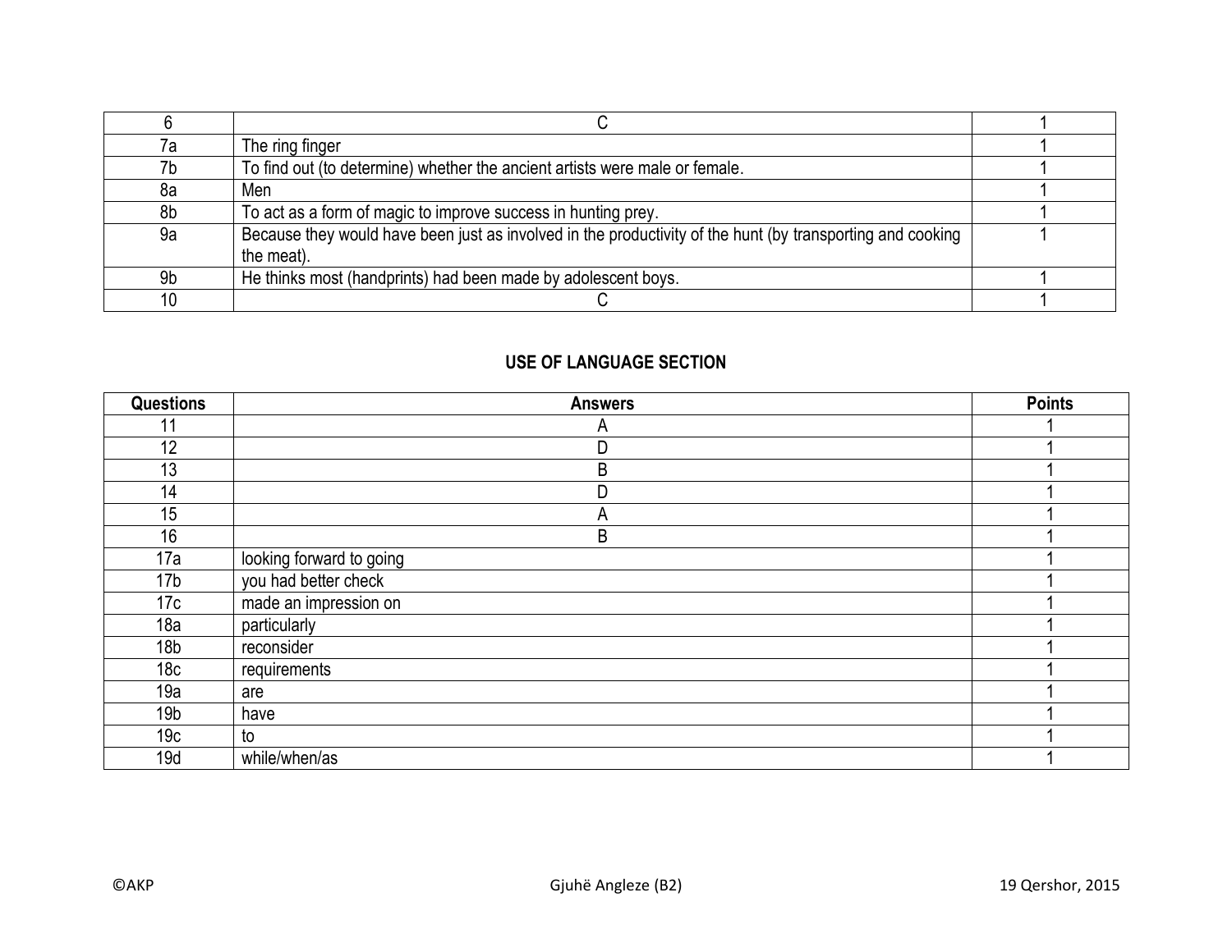| | | |
|---|---|---|
| 6 | C | 1 |
| 7a | The ring finger | 1 |
| 7b | To find out (to determine) whether the ancient artists were male or female. | 1 |
| 8a | Men | 1 |
| 8b | To act as a form of magic to improve success in hunting prey. | 1 |
| 9a | Because they would have been just as involved in the productivity of the hunt (by transporting and cooking the meat). | 1 |
| 9b | He thinks most (handprints) had been made by adolescent boys. | 1 |
| 10 | C | 1 |

**USE OF LANGUAGE SECTION**

| Questions | Answers | Points |
|---|---|---|
| 11 | A | 1 |
| 12 | D | 1 |
| 13 | B | 1 |
| 14 | D | 1 |
| 15 | A | 1 |
| 16 | B | 1 |
| 17a | looking forward to going | 1 |
| 17b | you had better check | 1 |
| 17c | made an impression on | 1 |
| 18a | particularly | 1 |
| 18b | reconsider | 1 |
| 18c | requirements | 1 |
| 19a | are | 1 |
| 19b | have | 1 |
| 19c | to | 1 |
| 19d | while/when/as | 1 |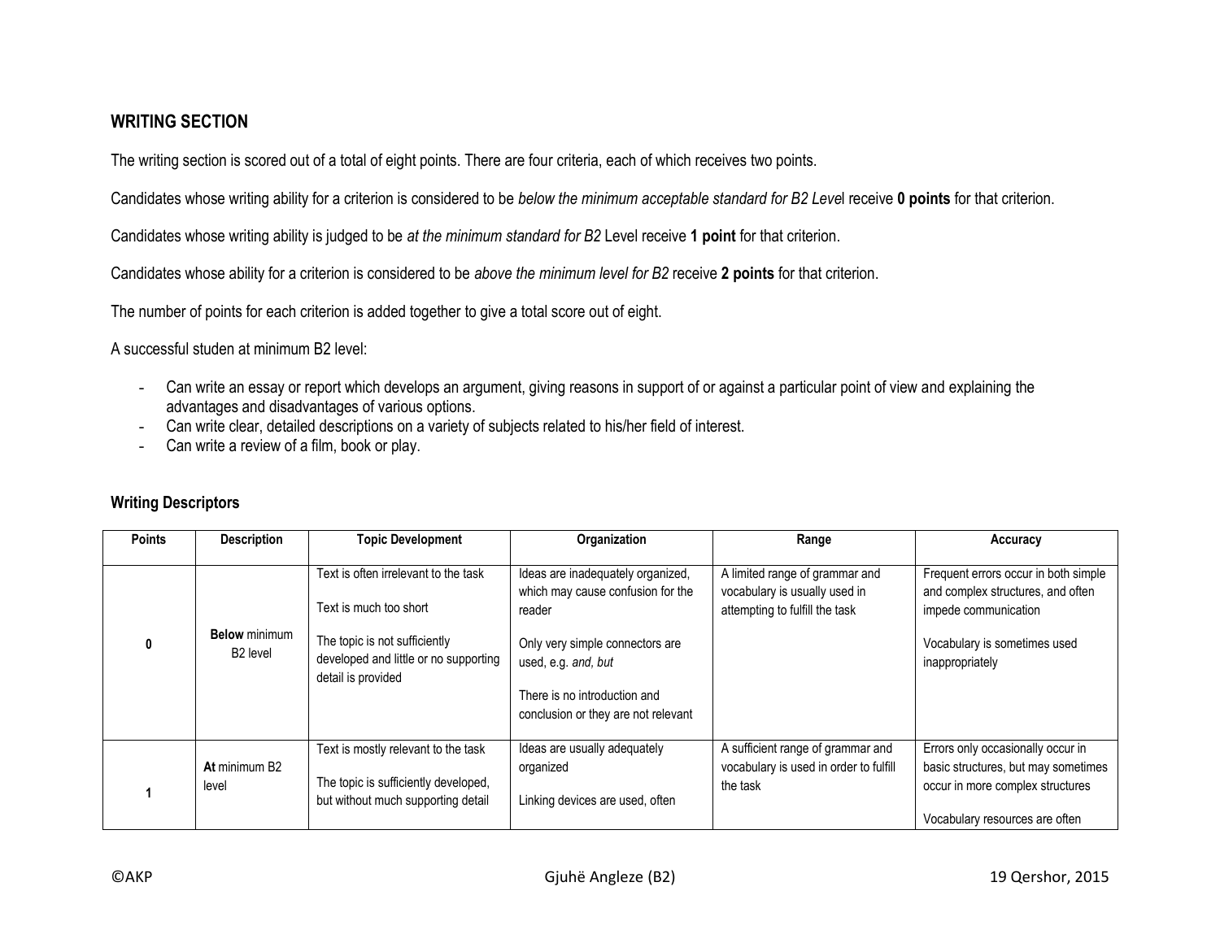## WRITING SECTION

The writing section is scored out of a total of eight points. There are four criteria, each of which receives two points.

Candidates whose writing ability for a criterion is considered to be *below the minimum acceptable standard for B2 Leve*l receive **0 points** for that criterion.

Candidates whose writing ability is judged to be *at the minimum standard for B2* Level receive **1 point** for that criterion.

Candidates whose ability for a criterion is considered to be *above the minimum level for B2* receive **2 points** for that criterion.

The number of points for each criterion is added together to give a total score out of eight.

A successful studen at minimum B2 level:

- Can write an essay or report which develops an argument, giving reasons in support of or against a particular point of view and explaining the advantages and disadvantages of various options.
- Can write clear, detailed descriptions on a variety of subjects related to his/her field of interest.
- Can write a review of a film, book or play.

### Writing Descriptors

| Points | Description | Topic Development | Organization | Range | Accuracy |
|---|---|---|---|---|---|
| 0 | **Below** minimum B2 level | Text is often irrelevant to the task<br><br>Text is much too short<br><br>The topic is not sufficiently developed and little or no supporting detail is provided | Ideas are inadequately organized, which may cause confusion for the reader<br><br>Only very simple connectors are used, e.g. *and, but*<br><br>There is no introduction and conclusion or they are not relevant | A limited range of grammar and vocabulary is usually used in attempting to fulfill the task | Frequent errors occur in both simple and complex structures, and often impede communication<br><br>Vocabulary is sometimes used inappropriately |
| 1 | **At** minimum B2 level | Text is mostly relevant to the task<br><br>The topic is sufficiently developed, but without much supporting detail | Ideas are usually adequately organized<br><br>Linking devices are used, often | A sufficient range of grammar and vocabulary is used in order to fulfill the task | Errors only occasionally occur in basic structures, but may sometimes occur in more complex structures<br><br>Vocabulary resources are often |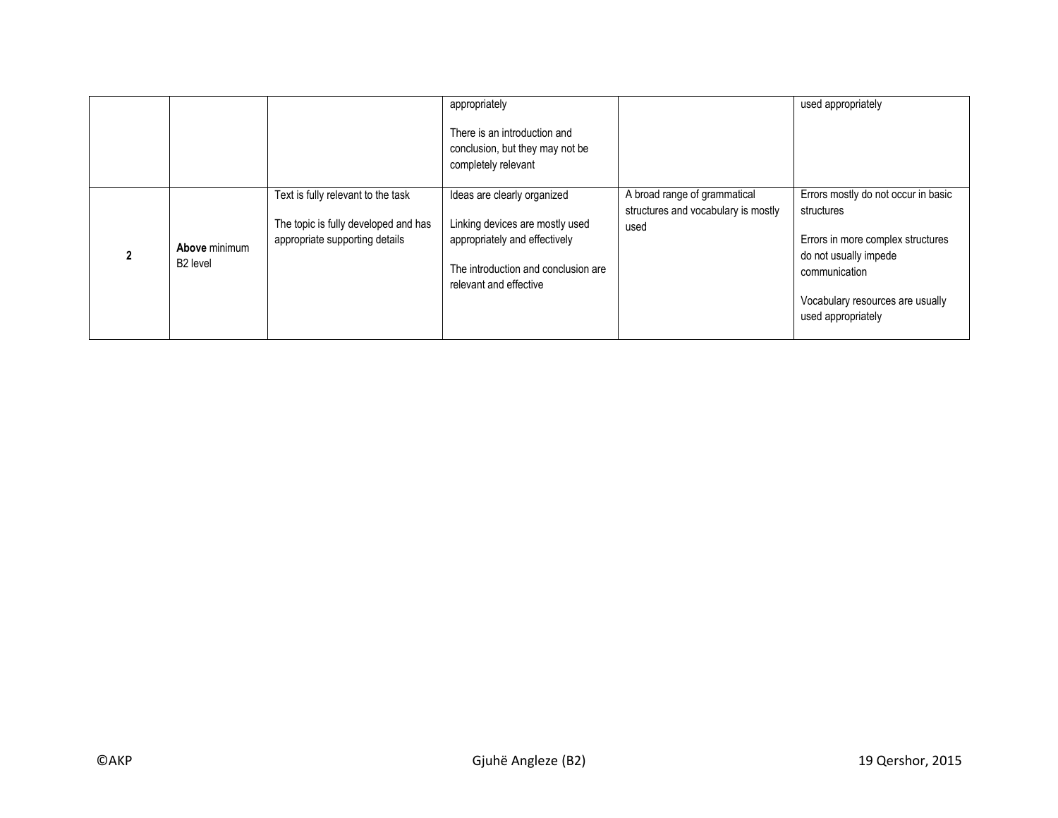| | | | | | |
|---|---|---|---|---|---|
| | | | appropriately<br><br>There is an introduction and conclusion, but they may not be completely relevant | | used appropriately |
| **2** | **Above** minimum B2 level | Text is fully relevant to the task<br><br>The topic is fully developed and has appropriate supporting details | Ideas are clearly organized<br><br>Linking devices are mostly used appropriately and effectively<br><br>The introduction and conclusion are relevant and effective | A broad range of grammatical structures and vocabulary is mostly used | Errors mostly do not occur in basic structures<br><br>Errors in more complex structures do not usually impede communication<br><br>Vocabulary resources are usually used appropriately |